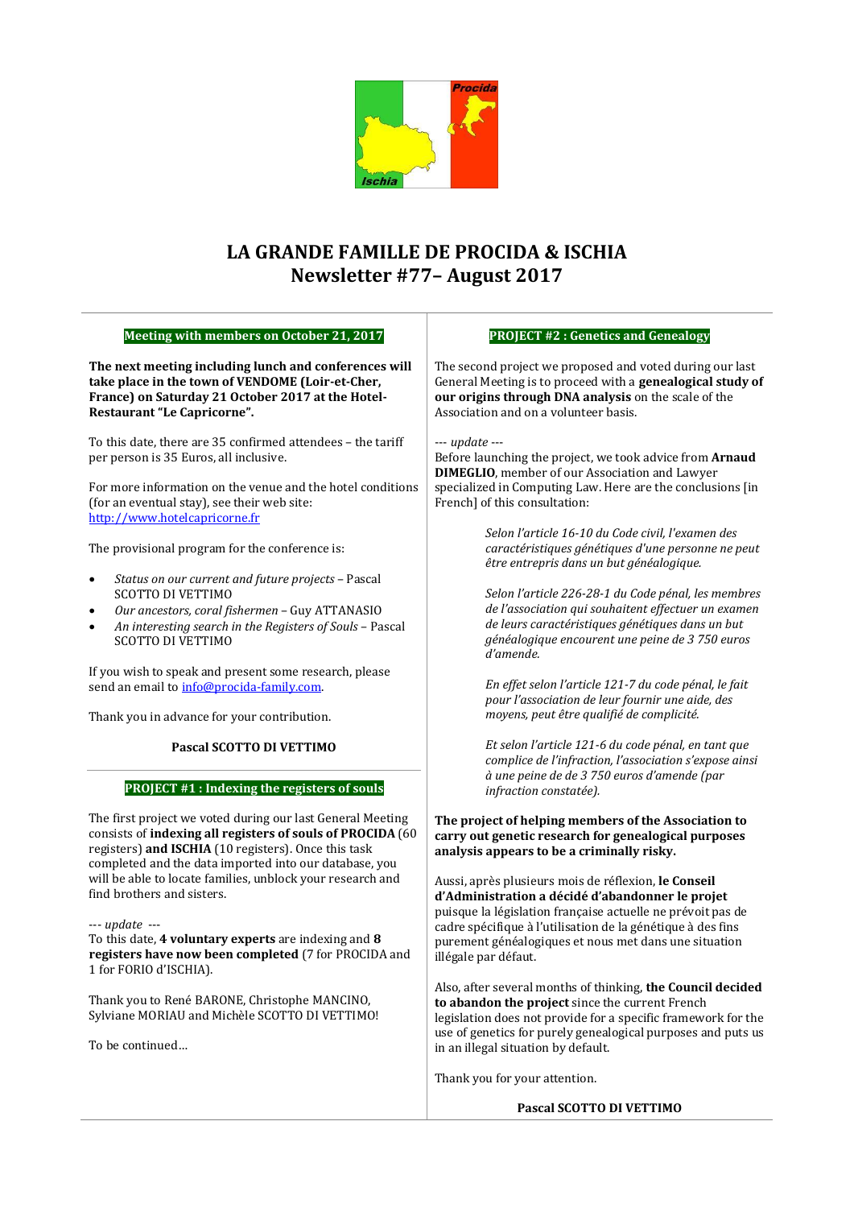# LA GRANDE FAMILLE DE PROCIDA & ISCHIA
# Newsletter #77– August 2017

## Meeting with members on October 21, 2017

**The next meeting including lunch and conferences will take place in the town of VENDOME (Loir-et-Cher, France) on Saturday 21 October 2017 at the Hotel-Restaurant "Le Capricorne".**

To this date, there are 35 confirmed attendees – the tariff per person is 35 Euros, all inclusive.

For more information on the venue and the hotel conditions (for an eventual stay), see their web site: http://www.hotelcapricorne.fr

The provisional program for the conference is:

- *Status on our current and future projects* – Pascal SCOTTO DI VETTIMO
- *Our ancestors, coral fishermen* – Guy ATTANASIO
- *An interesting search in the Registers of Souls* – Pascal SCOTTO DI VETTIMO

If you wish to speak and present some research, please send an email to info@procida-family.com.

Thank you in advance for your contribution.

**Pascal SCOTTO DI VETTIMO**

## PROJECT #1 : Indexing the registers of souls

The first project we voted during our last General Meeting consists of **indexing all registers of souls of PROCIDA** (60 registers) **and ISCHIA** (10 registers). Once this task completed and the data imported into our database, you will be able to locate families, unblock your research and find brothers and sisters.

--- *update* ---
To this date, **4 voluntary experts** are indexing and **8 registers have now been completed** (7 for PROCIDA and 1 for FORIO d'ISCHIA).

Thank you to René BARONE, Christophe MANCINO, Sylviane MORIAU and Michèle SCOTTO DI VETTIMO!

To be continued…

## PROJECT #2 : Genetics and Genealogy

The second project we proposed and voted during our last General Meeting is to proceed with a **genealogical study of our origins through DNA analysis** on the scale of the Association and on a volunteer basis.

--- *update* ---
Before launching the project, we took advice from **Arnaud DIMEGLIO**, member of our Association and Lawyer specialized in Computing Law. Here are the conclusions [in French] of this consultation:

> *Selon l'article 16-10 du Code civil, l'examen des caractéristiques génétiques d'une personne ne peut être entrepris dans un but généalogique.*
>
> *Selon l'article 226-28-1 du Code pénal, les membres de l'association qui souhaitent effectuer un examen de leurs caractéristiques génétiques dans un but généalogique encourent une peine de 3 750 euros d'amende.*
>
> *En effet selon l'article 121-7 du code pénal, le fait pour l'association de leur fournir une aide, des moyens, peut être qualifié de complicité.*
>
> *Et selon l'article 121-6 du code pénal, en tant que complice de l'infraction, l'association s'expose ainsi à une peine de de 3 750 euros d'amende (par infraction constatée).*

**The project of helping members of the Association to carry out genetic research for genealogical purposes analysis appears to be a criminally risky.**

Aussi, après plusieurs mois de réflexion, **le Conseil d'Administration a décidé d'abandonner le projet** puisque la législation française actuelle ne prévoit pas de cadre spécifique à l'utilisation de la génétique à des fins purement généalogiques et nous met dans une situation illégale par défaut.

Also, after several months of thinking, **the Council decided to abandon the project** since the current French legislation does not provide for a specific framework for the use of genetics for purely genealogical purposes and puts us in an illegal situation by default.

Thank you for your attention.

**Pascal SCOTTO DI VETTIMO**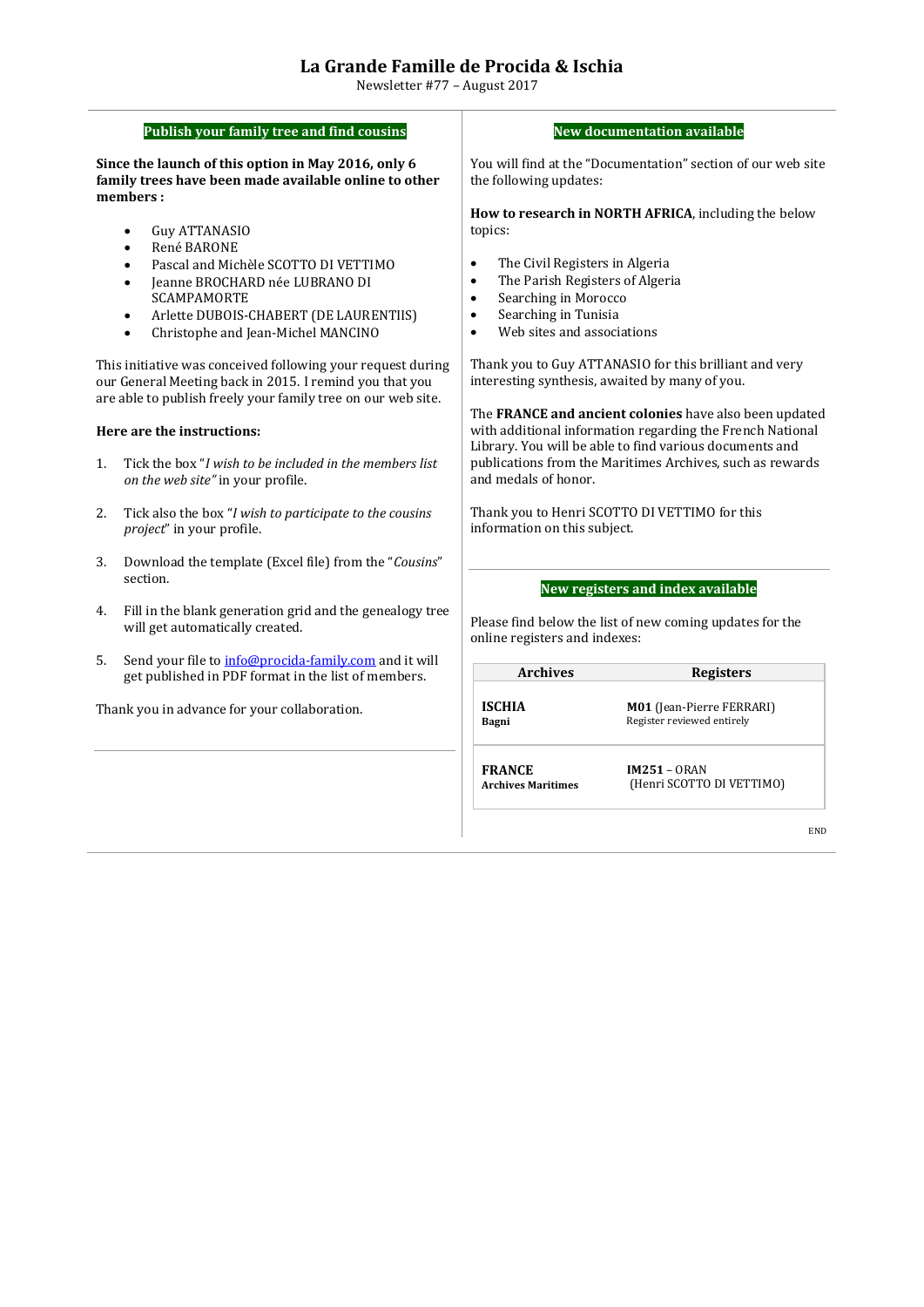# La Grande Famille de Procida & Ischia

Newsletter #77 – August 2017

## Publish your family tree and find cousins

**Since the launch of this option in May 2016, only 6 family trees have been made available online to other members :**

- Guy ATTANASIO
- René BARONE
- Pascal and Michèle SCOTTO DI VETTIMO
- Jeanne BROCHARD née LUBRANO DI SCAMPAMORTE
- Arlette DUBOIS-CHABERT (DE LAURENTIIS)
- Christophe and Jean-Michel MANCINO

This initiative was conceived following your request during our General Meeting back in 2015. I remind you that you are able to publish freely your family tree on our web site.

**Here are the instructions:**

1. Tick the box "*I wish to be included in the members list on the web site"* in your profile.
2. Tick also the box "*I wish to participate to the cousins project*" in your profile.
3. Download the template (Excel file) from the "*Cousins*" section.
4. Fill in the blank generation grid and the genealogy tree will get automatically created.
5. Send your file to info@procida-family.com and it will get published in PDF format in the list of members.

Thank you in advance for your collaboration.

## New documentation available

You will find at the "Documentation" section of our web site the following updates:

**How to research in NORTH AFRICA**, including the below topics:

- The Civil Registers in Algeria
- The Parish Registers of Algeria
- Searching in Morocco
- Searching in Tunisia
- Web sites and associations

Thank you to Guy ATTANASIO for this brilliant and very interesting synthesis, awaited by many of you.

The **FRANCE and ancient colonies** have also been updated with additional information regarding the French National Library. You will be able to find various documents and publications from the Maritimes Archives, such as rewards and medals of honor.

Thank you to Henri SCOTTO DI VETTIMO for this information on this subject.

## New registers and index available

Please find below the list of new coming updates for the online registers and indexes:

| Archives | Registers |
|---|---|
| **ISCHIA**<br>**Bagni** | **M01** (Jean-Pierre FERRARI)<br>Register reviewed entirely |
| **FRANCE**<br>**Archives Maritimes** | **IM251** – ORAN<br>(Henri SCOTTO DI VETTIMO) |

END